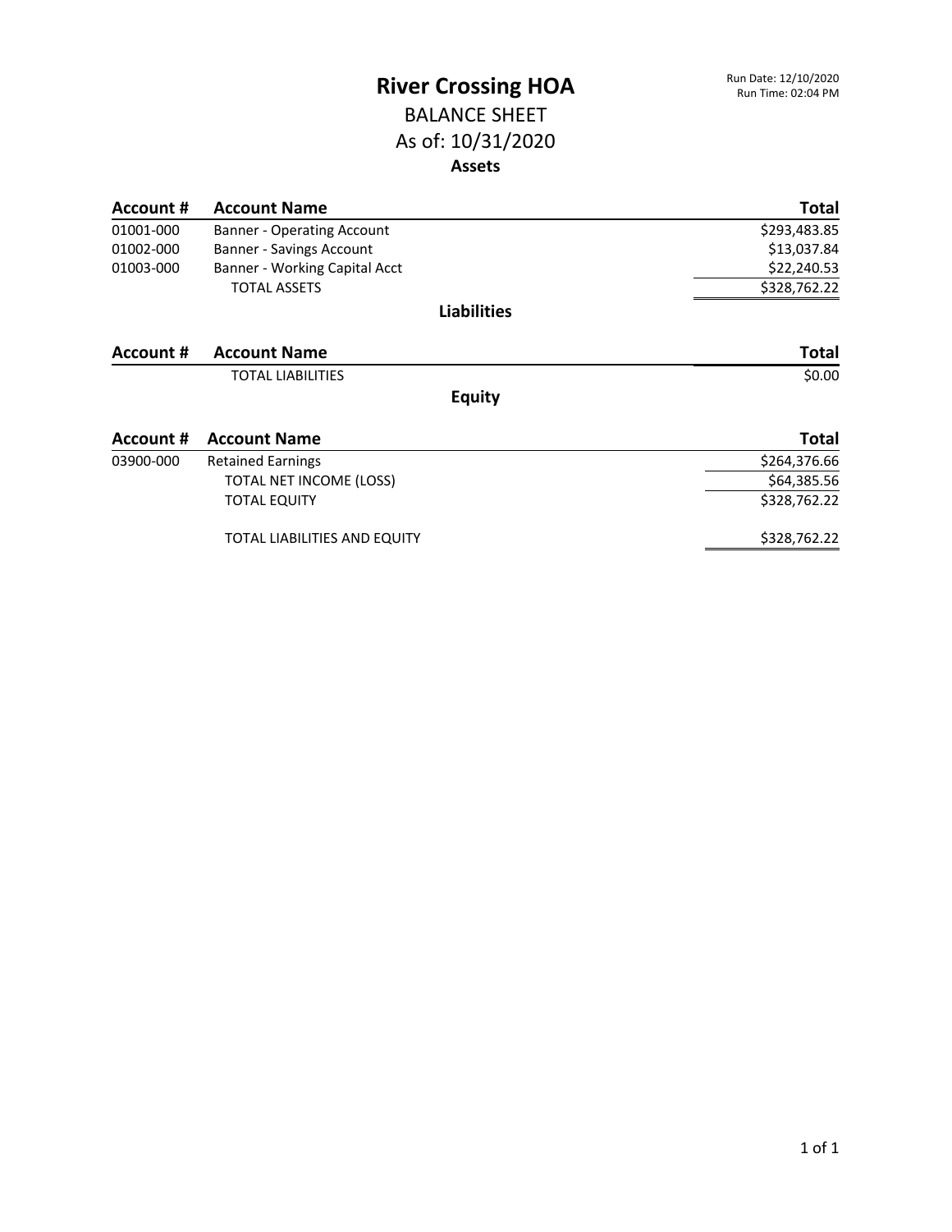# River Crossing HOA

Run Date: 12/10/2020
Run Time: 02:04 PM

## BALANCE SHEET

## As of: 10/31/2020

### Assets

| Account # | Account Name | Total |
|---|---|---|
| 01001-000 | Banner - Operating Account | $293,483.85 |
| 01002-000 | Banner - Savings Account | $13,037.84 |
| 01003-000 | Banner - Working Capital Acct | $22,240.53 |
| | TOTAL ASSETS | $328,762.22 |

### Liabilities

| Account # | Account Name | Total |
|---|---|---|
| | TOTAL LIABILITIES | $0.00 |

### Equity

| Account # | Account Name | Total |
|---|---|---|
| 03900-000 | Retained Earnings | $264,376.66 |
| | TOTAL NET INCOME (LOSS) | $64,385.56 |
| | TOTAL EQUITY | $328,762.22 |
| | TOTAL LIABILITIES AND EQUITY | $328,762.22 |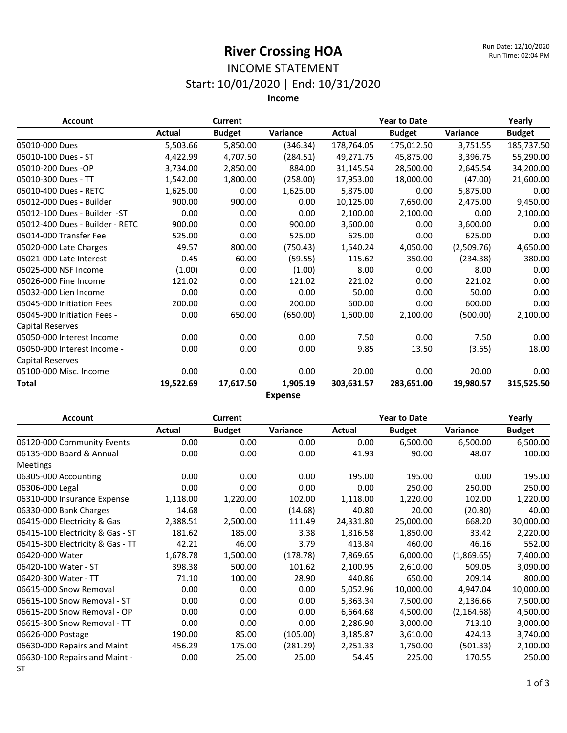# River Crossing HOA

Run Date: 12/10/2020
Run Time: 02:04 PM

## INCOME STATEMENT

## Start: 10/01/2020 | End: 10/31/2020

### Income

| Account | Current | | | Year to Date | | | Yearly |
|---|---|---|---|---|---|---|---|
| | Actual | Budget | Variance | Actual | Budget | Variance | Budget |
| 05010-000 Dues | 5,503.66 | 5,850.00 | (346.34) | 178,764.05 | 175,012.50 | 3,751.55 | 185,737.50 |
| 05010-100 Dues - ST | 4,422.99 | 4,707.50 | (284.51) | 49,271.75 | 45,875.00 | 3,396.75 | 55,290.00 |
| 05010-200 Dues -OP | 3,734.00 | 2,850.00 | 884.00 | 31,145.54 | 28,500.00 | 2,645.54 | 34,200.00 |
| 05010-300 Dues - TT | 1,542.00 | 1,800.00 | (258.00) | 17,953.00 | 18,000.00 | (47.00) | 21,600.00 |
| 05010-400 Dues - RETC | 1,625.00 | 0.00 | 1,625.00 | 5,875.00 | 0.00 | 5,875.00 | 0.00 |
| 05012-000 Dues - Builder | 900.00 | 900.00 | 0.00 | 10,125.00 | 7,650.00 | 2,475.00 | 9,450.00 |
| 05012-100 Dues - Builder -ST | 0.00 | 0.00 | 0.00 | 2,100.00 | 2,100.00 | 0.00 | 2,100.00 |
| 05012-400 Dues - Builder - RETC | 900.00 | 0.00 | 900.00 | 3,600.00 | 0.00 | 3,600.00 | 0.00 |
| 05014-000 Transfer Fee | 525.00 | 0.00 | 525.00 | 625.00 | 0.00 | 625.00 | 0.00 |
| 05020-000 Late Charges | 49.57 | 800.00 | (750.43) | 1,540.24 | 4,050.00 | (2,509.76) | 4,650.00 |
| 05021-000 Late Interest | 0.45 | 60.00 | (59.55) | 115.62 | 350.00 | (234.38) | 380.00 |
| 05025-000 NSF Income | (1.00) | 0.00 | (1.00) | 8.00 | 0.00 | 8.00 | 0.00 |
| 05026-000 Fine Income | 121.02 | 0.00 | 121.02 | 221.02 | 0.00 | 221.02 | 0.00 |
| 05032-000 Lien Income | 0.00 | 0.00 | 0.00 | 50.00 | 0.00 | 50.00 | 0.00 |
| 05045-000 Initiation Fees | 200.00 | 0.00 | 200.00 | 600.00 | 0.00 | 600.00 | 0.00 |
| 05045-900 Initiation Fees - Capital Reserves | 0.00 | 650.00 | (650.00) | 1,600.00 | 2,100.00 | (500.00) | 2,100.00 |
| 05050-000 Interest Income | 0.00 | 0.00 | 0.00 | 7.50 | 0.00 | 7.50 | 0.00 |
| 05050-900 Interest Income - Capital Reserves | 0.00 | 0.00 | 0.00 | 9.85 | 13.50 | (3.65) | 18.00 |
| 05100-000 Misc. Income | 0.00 | 0.00 | 0.00 | 20.00 | 0.00 | 20.00 | 0.00 |
| **Total** | **19,522.69** | **17,617.50** | **1,905.19** | **303,631.57** | **283,651.00** | **19,980.57** | **315,525.50** |

### Expense

| Account | Current | | | Year to Date | | | Yearly |
|---|---|---|---|---|---|---|---|
| | Actual | Budget | Variance | Actual | Budget | Variance | Budget |
| 06120-000 Community Events | 0.00 | 0.00 | 0.00 | 0.00 | 6,500.00 | 6,500.00 | 6,500.00 |
| 06135-000 Board & Annual Meetings | 0.00 | 0.00 | 0.00 | 41.93 | 90.00 | 48.07 | 100.00 |
| 06305-000 Accounting | 0.00 | 0.00 | 0.00 | 195.00 | 195.00 | 0.00 | 195.00 |
| 06306-000 Legal | 0.00 | 0.00 | 0.00 | 0.00 | 250.00 | 250.00 | 250.00 |
| 06310-000 Insurance Expense | 1,118.00 | 1,220.00 | 102.00 | 1,118.00 | 1,220.00 | 102.00 | 1,220.00 |
| 06330-000 Bank Charges | 14.68 | 0.00 | (14.68) | 40.80 | 20.00 | (20.80) | 40.00 |
| 06415-000 Electricity & Gas | 2,388.51 | 2,500.00 | 111.49 | 24,331.80 | 25,000.00 | 668.20 | 30,000.00 |
| 06415-100 Electricity & Gas - ST | 181.62 | 185.00 | 3.38 | 1,816.58 | 1,850.00 | 33.42 | 2,220.00 |
| 06415-300 Electricity & Gas - TT | 42.21 | 46.00 | 3.79 | 413.84 | 460.00 | 46.16 | 552.00 |
| 06420-000 Water | 1,678.78 | 1,500.00 | (178.78) | 7,869.65 | 6,000.00 | (1,869.65) | 7,400.00 |
| 06420-100 Water - ST | 398.38 | 500.00 | 101.62 | 2,100.95 | 2,610.00 | 509.05 | 3,090.00 |
| 06420-300 Water - TT | 71.10 | 100.00 | 28.90 | 440.86 | 650.00 | 209.14 | 800.00 |
| 06615-000 Snow Removal | 0.00 | 0.00 | 0.00 | 5,052.96 | 10,000.00 | 4,947.04 | 10,000.00 |
| 06615-100 Snow Removal - ST | 0.00 | 0.00 | 0.00 | 5,363.34 | 7,500.00 | 2,136.66 | 7,500.00 |
| 06615-200 Snow Removal - OP | 0.00 | 0.00 | 0.00 | 6,664.68 | 4,500.00 | (2,164.68) | 4,500.00 |
| 06615-300 Snow Removal - TT | 0.00 | 0.00 | 0.00 | 2,286.90 | 3,000.00 | 713.10 | 3,000.00 |
| 06626-000 Postage | 190.00 | 85.00 | (105.00) | 3,185.87 | 3,610.00 | 424.13 | 3,740.00 |
| 06630-000 Repairs and Maint | 456.29 | 175.00 | (281.29) | 2,251.33 | 1,750.00 | (501.33) | 2,100.00 |
| 06630-100 Repairs and Maint - ST | 0.00 | 25.00 | 25.00 | 54.45 | 225.00 | 170.55 | 250.00 |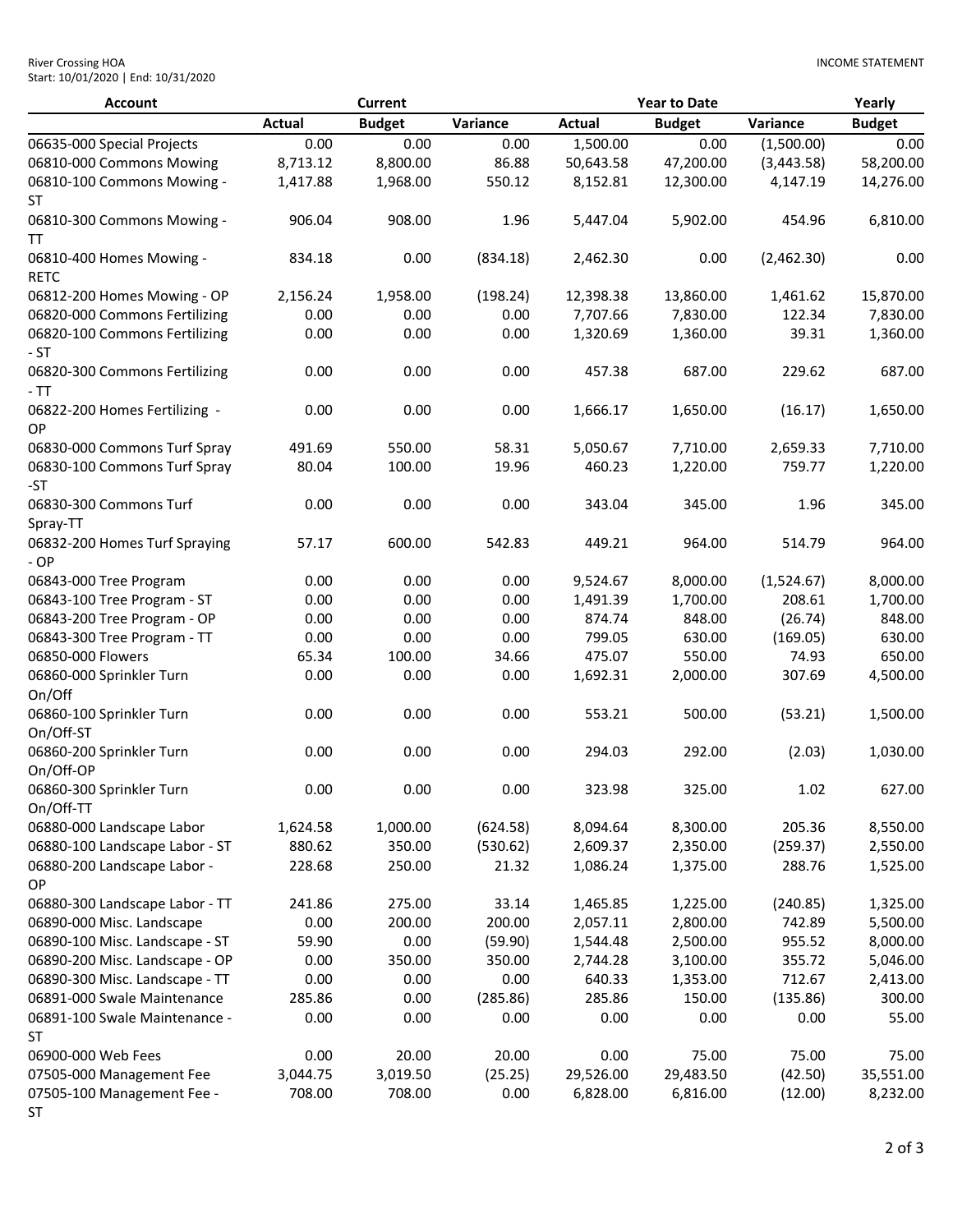River Crossing HOA
Start: 10/01/2020 | End: 10/31/2020

INCOME STATEMENT

| Account | Current | | | Year to Date | | | Yearly |
|---|---|---|---|---|---|---|---|
| | Actual | Budget | Variance | Actual | Budget | Variance | Budget |
| 06635-000 Special Projects | 0.00 | 0.00 | 0.00 | 1,500.00 | 0.00 | (1,500.00) | 0.00 |
| 06810-000 Commons Mowing | 8,713.12 | 8,800.00 | 86.88 | 50,643.58 | 47,200.00 | (3,443.58) | 58,200.00 |
| 06810-100 Commons Mowing - ST | 1,417.88 | 1,968.00 | 550.12 | 8,152.81 | 12,300.00 | 4,147.19 | 14,276.00 |
| 06810-300 Commons Mowing - TT | 906.04 | 908.00 | 1.96 | 5,447.04 | 5,902.00 | 454.96 | 6,810.00 |
| 06810-400 Homes Mowing - RETC | 834.18 | 0.00 | (834.18) | 2,462.30 | 0.00 | (2,462.30) | 0.00 |
| 06812-200 Homes Mowing - OP | 2,156.24 | 1,958.00 | (198.24) | 12,398.38 | 13,860.00 | 1,461.62 | 15,870.00 |
| 06820-000 Commons Fertilizing | 0.00 | 0.00 | 0.00 | 7,707.66 | 7,830.00 | 122.34 | 7,830.00 |
| 06820-100 Commons Fertilizing - ST | 0.00 | 0.00 | 0.00 | 1,320.69 | 1,360.00 | 39.31 | 1,360.00 |
| 06820-300 Commons Fertilizing - TT | 0.00 | 0.00 | 0.00 | 457.38 | 687.00 | 229.62 | 687.00 |
| 06822-200 Homes Fertilizing - OP | 0.00 | 0.00 | 0.00 | 1,666.17 | 1,650.00 | (16.17) | 1,650.00 |
| 06830-000 Commons Turf Spray | 491.69 | 550.00 | 58.31 | 5,050.67 | 7,710.00 | 2,659.33 | 7,710.00 |
| 06830-100 Commons Turf Spray -ST | 80.04 | 100.00 | 19.96 | 460.23 | 1,220.00 | 759.77 | 1,220.00 |
| 06830-300 Commons Turf Spray-TT | 0.00 | 0.00 | 0.00 | 343.04 | 345.00 | 1.96 | 345.00 |
| 06832-200 Homes Turf Spraying - OP | 57.17 | 600.00 | 542.83 | 449.21 | 964.00 | 514.79 | 964.00 |
| 06843-000 Tree Program | 0.00 | 0.00 | 0.00 | 9,524.67 | 8,000.00 | (1,524.67) | 8,000.00 |
| 06843-100 Tree Program - ST | 0.00 | 0.00 | 0.00 | 1,491.39 | 1,700.00 | 208.61 | 1,700.00 |
| 06843-200 Tree Program - OP | 0.00 | 0.00 | 0.00 | 874.74 | 848.00 | (26.74) | 848.00 |
| 06843-300 Tree Program - TT | 0.00 | 0.00 | 0.00 | 799.05 | 630.00 | (169.05) | 630.00 |
| 06850-000 Flowers | 65.34 | 100.00 | 34.66 | 475.07 | 550.00 | 74.93 | 650.00 |
| 06860-000 Sprinkler Turn On/Off | 0.00 | 0.00 | 0.00 | 1,692.31 | 2,000.00 | 307.69 | 4,500.00 |
| 06860-100 Sprinkler Turn On/Off-ST | 0.00 | 0.00 | 0.00 | 553.21 | 500.00 | (53.21) | 1,500.00 |
| 06860-200 Sprinkler Turn On/Off-OP | 0.00 | 0.00 | 0.00 | 294.03 | 292.00 | (2.03) | 1,030.00 |
| 06860-300 Sprinkler Turn On/Off-TT | 0.00 | 0.00 | 0.00 | 323.98 | 325.00 | 1.02 | 627.00 |
| 06880-000 Landscape Labor | 1,624.58 | 1,000.00 | (624.58) | 8,094.64 | 8,300.00 | 205.36 | 8,550.00 |
| 06880-100 Landscape Labor - ST | 880.62 | 350.00 | (530.62) | 2,609.37 | 2,350.00 | (259.37) | 2,550.00 |
| 06880-200 Landscape Labor - OP | 228.68 | 250.00 | 21.32 | 1,086.24 | 1,375.00 | 288.76 | 1,525.00 |
| 06880-300 Landscape Labor - TT | 241.86 | 275.00 | 33.14 | 1,465.85 | 1,225.00 | (240.85) | 1,325.00 |
| 06890-000 Misc. Landscape | 0.00 | 200.00 | 200.00 | 2,057.11 | 2,800.00 | 742.89 | 5,500.00 |
| 06890-100 Misc. Landscape - ST | 59.90 | 0.00 | (59.90) | 1,544.48 | 2,500.00 | 955.52 | 8,000.00 |
| 06890-200 Misc. Landscape - OP | 0.00 | 350.00 | 350.00 | 2,744.28 | 3,100.00 | 355.72 | 5,046.00 |
| 06890-300 Misc. Landscape - TT | 0.00 | 0.00 | 0.00 | 640.33 | 1,353.00 | 712.67 | 2,413.00 |
| 06891-000 Swale Maintenance | 285.86 | 0.00 | (285.86) | 285.86 | 150.00 | (135.86) | 300.00 |
| 06891-100 Swale Maintenance - ST | 0.00 | 0.00 | 0.00 | 0.00 | 0.00 | 0.00 | 55.00 |
| 06900-000 Web Fees | 0.00 | 20.00 | 20.00 | 0.00 | 75.00 | 75.00 | 75.00 |
| 07505-000 Management Fee | 3,044.75 | 3,019.50 | (25.25) | 29,526.00 | 29,483.50 | (42.50) | 35,551.00 |
| 07505-100 Management Fee - ST | 708.00 | 708.00 | 0.00 | 6,828.00 | 6,816.00 | (12.00) | 8,232.00 |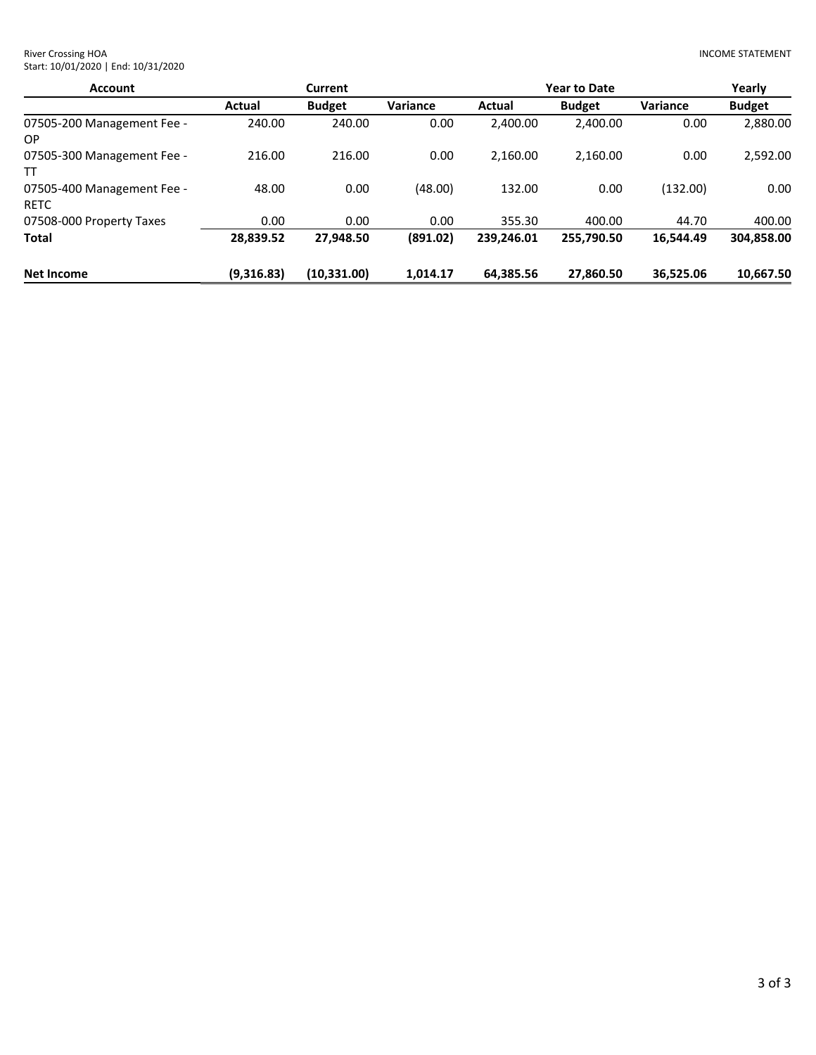River Crossing HOA
Start: 10/01/2020 | End: 10/31/2020

INCOME STATEMENT

| Account | Current | | | Year to Date | | | Yearly |
|---|---|---|---|---|---|---|---|
| | Actual | Budget | Variance | Actual | Budget | Variance | Budget |
| 07505-200 Management Fee - OP | 240.00 | 240.00 | 0.00 | 2,400.00 | 2,400.00 | 0.00 | 2,880.00 |
| 07505-300 Management Fee - TT | 216.00 | 216.00 | 0.00 | 2,160.00 | 2,160.00 | 0.00 | 2,592.00 |
| 07505-400 Management Fee - RETC | 48.00 | 0.00 | (48.00) | 132.00 | 0.00 | (132.00) | 0.00 |
| 07508-000 Property Taxes | 0.00 | 0.00 | 0.00 | 355.30 | 400.00 | 44.70 | 400.00 |
| **Total** | **28,839.52** | **27,948.50** | **(891.02)** | **239,246.01** | **255,790.50** | **16,544.49** | **304,858.00** |
| **Net Income** | **(9,316.83)** | **(10,331.00)** | **1,014.17** | **64,385.56** | **27,860.50** | **36,525.06** | **10,667.50** |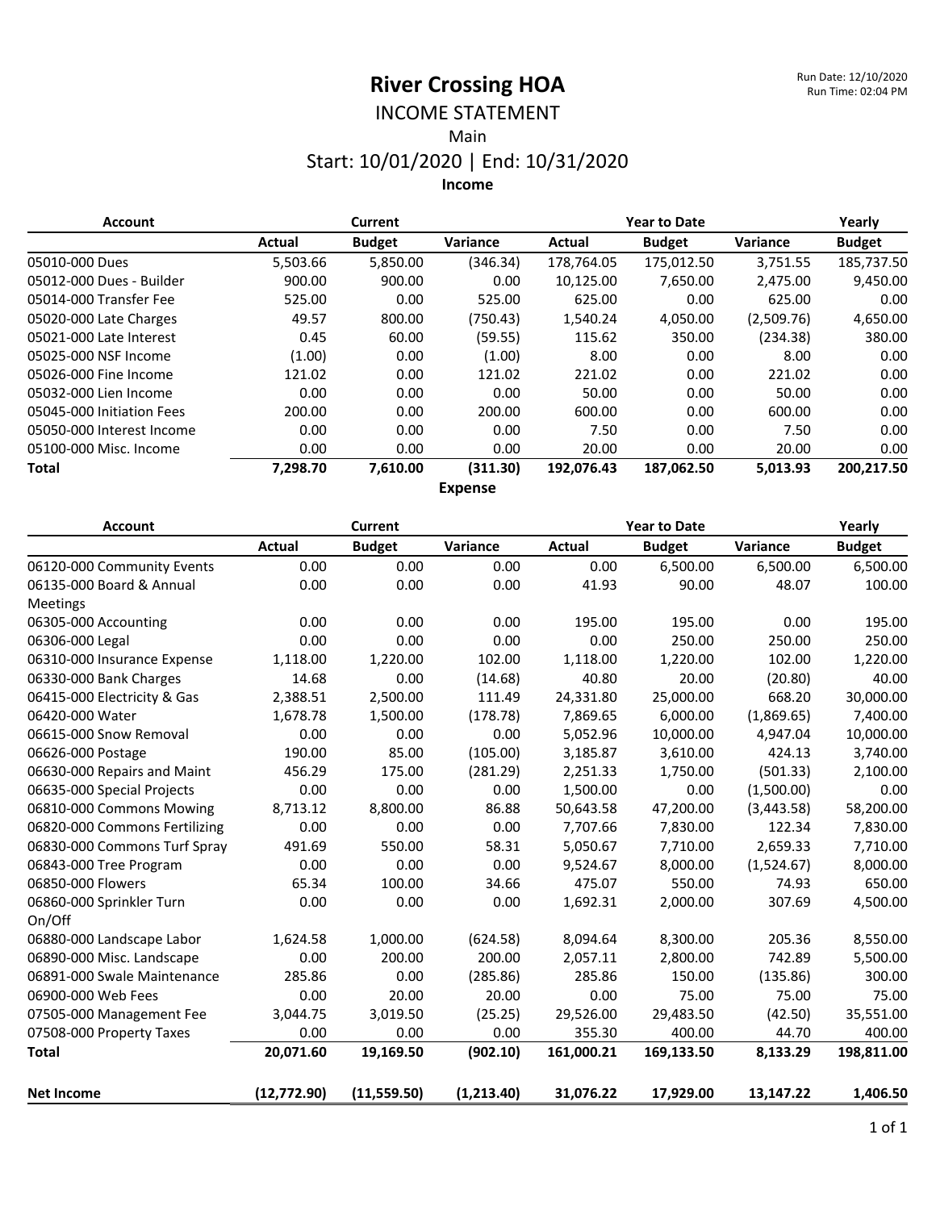# River Crossing HOA

Run Date: 12/10/2020
Run Time: 02:04 PM

## INCOME STATEMENT

Main

Start: 10/01/2020 | End: 10/31/2020

### Income

| Account | Current | | | Year to Date | | | Yearly |
|---|---|---|---|---|---|---|---|
| | Actual | Budget | Variance | Actual | Budget | Variance | Budget |
| 05010-000 Dues | 5,503.66 | 5,850.00 | (346.34) | 178,764.05 | 175,012.50 | 3,751.55 | 185,737.50 |
| 05012-000 Dues - Builder | 900.00 | 900.00 | 0.00 | 10,125.00 | 7,650.00 | 2,475.00 | 9,450.00 |
| 05014-000 Transfer Fee | 525.00 | 0.00 | 525.00 | 625.00 | 0.00 | 625.00 | 0.00 |
| 05020-000 Late Charges | 49.57 | 800.00 | (750.43) | 1,540.24 | 4,050.00 | (2,509.76) | 4,650.00 |
| 05021-000 Late Interest | 0.45 | 60.00 | (59.55) | 115.62 | 350.00 | (234.38) | 380.00 |
| 05025-000 NSF Income | (1.00) | 0.00 | (1.00) | 8.00 | 0.00 | 8.00 | 0.00 |
| 05026-000 Fine Income | 121.02 | 0.00 | 121.02 | 221.02 | 0.00 | 221.02 | 0.00 |
| 05032-000 Lien Income | 0.00 | 0.00 | 0.00 | 50.00 | 0.00 | 50.00 | 0.00 |
| 05045-000 Initiation Fees | 200.00 | 0.00 | 200.00 | 600.00 | 0.00 | 600.00 | 0.00 |
| 05050-000 Interest Income | 0.00 | 0.00 | 0.00 | 7.50 | 0.00 | 7.50 | 0.00 |
| 05100-000 Misc. Income | 0.00 | 0.00 | 0.00 | 20.00 | 0.00 | 20.00 | 0.00 |
| **Total** | **7,298.70** | **7,610.00** | **(311.30)** | **192,076.43** | **187,062.50** | **5,013.93** | **200,217.50** |

### Expense

| Account | Current | | | Year to Date | | | Yearly |
|---|---|---|---|---|---|---|---|
| | Actual | Budget | Variance | Actual | Budget | Variance | Budget |
| 06120-000 Community Events | 0.00 | 0.00 | 0.00 | 0.00 | 6,500.00 | 6,500.00 | 6,500.00 |
| 06135-000 Board & Annual Meetings | 0.00 | 0.00 | 0.00 | 41.93 | 90.00 | 48.07 | 100.00 |
| 06305-000 Accounting | 0.00 | 0.00 | 0.00 | 195.00 | 195.00 | 0.00 | 195.00 |
| 06306-000 Legal | 0.00 | 0.00 | 0.00 | 0.00 | 250.00 | 250.00 | 250.00 |
| 06310-000 Insurance Expense | 1,118.00 | 1,220.00 | 102.00 | 1,118.00 | 1,220.00 | 102.00 | 1,220.00 |
| 06330-000 Bank Charges | 14.68 | 0.00 | (14.68) | 40.80 | 20.00 | (20.80) | 40.00 |
| 06415-000 Electricity & Gas | 2,388.51 | 2,500.00 | 111.49 | 24,331.80 | 25,000.00 | 668.20 | 30,000.00 |
| 06420-000 Water | 1,678.78 | 1,500.00 | (178.78) | 7,869.65 | 6,000.00 | (1,869.65) | 7,400.00 |
| 06615-000 Snow Removal | 0.00 | 0.00 | 0.00 | 5,052.96 | 10,000.00 | 4,947.04 | 10,000.00 |
| 06626-000 Postage | 190.00 | 85.00 | (105.00) | 3,185.87 | 3,610.00 | 424.13 | 3,740.00 |
| 06630-000 Repairs and Maint | 456.29 | 175.00 | (281.29) | 2,251.33 | 1,750.00 | (501.33) | 2,100.00 |
| 06635-000 Special Projects | 0.00 | 0.00 | 0.00 | 1,500.00 | 0.00 | (1,500.00) | 0.00 |
| 06810-000 Commons Mowing | 8,713.12 | 8,800.00 | 86.88 | 50,643.58 | 47,200.00 | (3,443.58) | 58,200.00 |
| 06820-000 Commons Fertilizing | 0.00 | 0.00 | 0.00 | 7,707.66 | 7,830.00 | 122.34 | 7,830.00 |
| 06830-000 Commons Turf Spray | 491.69 | 550.00 | 58.31 | 5,050.67 | 7,710.00 | 2,659.33 | 7,710.00 |
| 06843-000 Tree Program | 0.00 | 0.00 | 0.00 | 9,524.67 | 8,000.00 | (1,524.67) | 8,000.00 |
| 06850-000 Flowers | 65.34 | 100.00 | 34.66 | 475.07 | 550.00 | 74.93 | 650.00 |
| 06860-000 Sprinkler Turn On/Off | 0.00 | 0.00 | 0.00 | 1,692.31 | 2,000.00 | 307.69 | 4,500.00 |
| 06880-000 Landscape Labor | 1,624.58 | 1,000.00 | (624.58) | 8,094.64 | 8,300.00 | 205.36 | 8,550.00 |
| 06890-000 Misc. Landscape | 0.00 | 200.00 | 200.00 | 2,057.11 | 2,800.00 | 742.89 | 5,500.00 |
| 06891-000 Swale Maintenance | 285.86 | 0.00 | (285.86) | 285.86 | 150.00 | (135.86) | 300.00 |
| 06900-000 Web Fees | 0.00 | 20.00 | 20.00 | 0.00 | 75.00 | 75.00 | 75.00 |
| 07505-000 Management Fee | 3,044.75 | 3,019.50 | (25.25) | 29,526.00 | 29,483.50 | (42.50) | 35,551.00 |
| 07508-000 Property Taxes | 0.00 | 0.00 | 0.00 | 355.30 | 400.00 | 44.70 | 400.00 |
| **Total** | **20,071.60** | **19,169.50** | **(902.10)** | **161,000.21** | **169,133.50** | **8,133.29** | **198,811.00** |
| | | | | | | | |
| **Net Income** | **(12,772.90)** | **(11,559.50)** | **(1,213.40)** | **31,076.22** | **17,929.00** | **13,147.22** | **1,406.50** |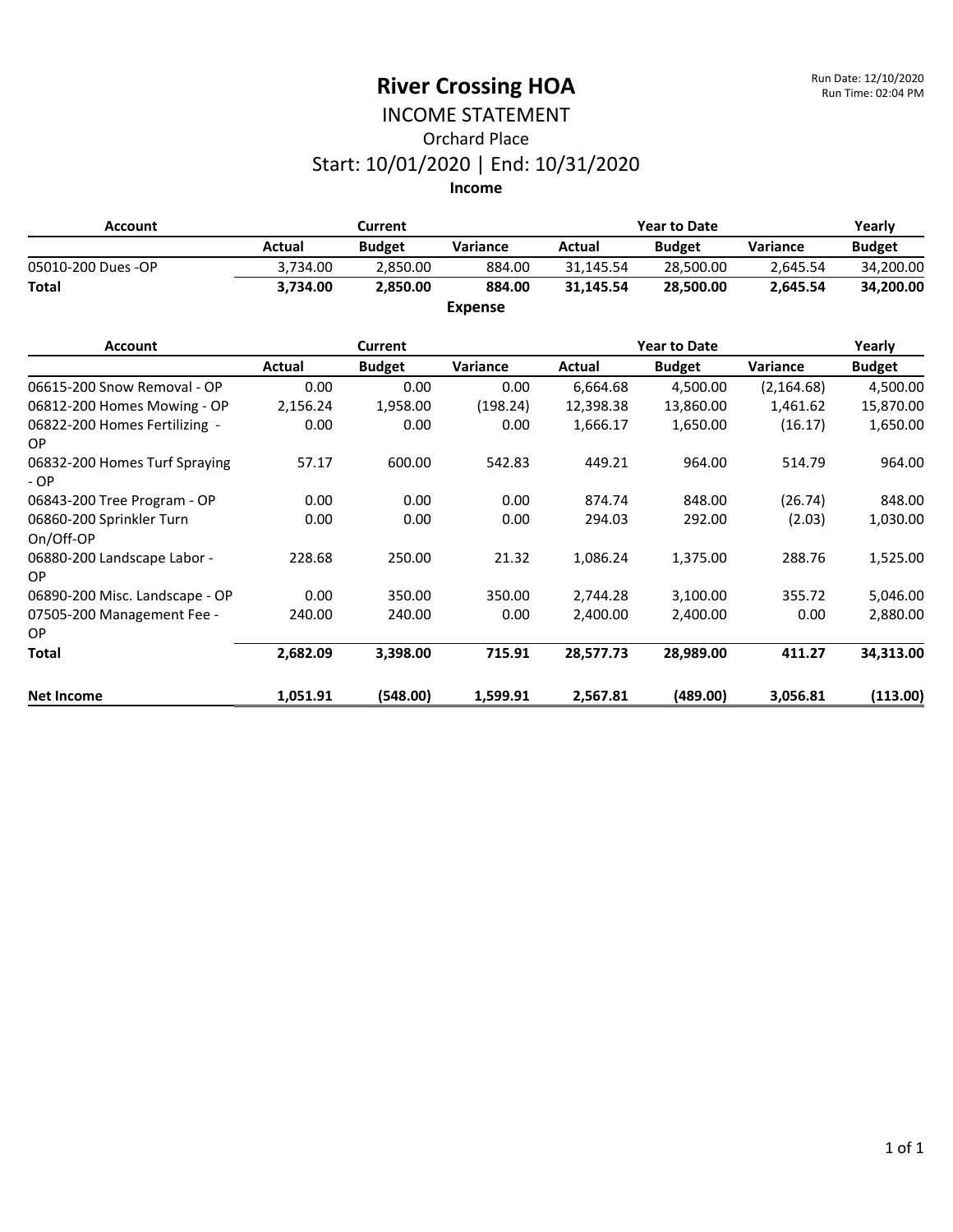# River Crossing HOA

Run Date: 12/10/2020
Run Time: 02:04 PM

## INCOME STATEMENT

### Orchard Place

### Start: 10/01/2020 | End: 10/31/2020

**Income**

| Account | Current | | | Year to Date | | | Yearly |
|---|---|---|---|---|---|---|---|
| | Actual | Budget | Variance | Actual | Budget | Variance | Budget |
| 05010-200 Dues -OP | 3,734.00 | 2,850.00 | 884.00 | 31,145.54 | 28,500.00 | 2,645.54 | 34,200.00 |
| **Total** | **3,734.00** | **2,850.00** | **884.00** | **31,145.54** | **28,500.00** | **2,645.54** | **34,200.00** |

**Expense**

| Account | Current | | | Year to Date | | | Yearly |
|---|---|---|---|---|---|---|---|
| | Actual | Budget | Variance | Actual | Budget | Variance | Budget |
| 06615-200 Snow Removal - OP | 0.00 | 0.00 | 0.00 | 6,664.68 | 4,500.00 | (2,164.68) | 4,500.00 |
| 06812-200 Homes Mowing - OP | 2,156.24 | 1,958.00 | (198.24) | 12,398.38 | 13,860.00 | 1,461.62 | 15,870.00 |
| 06822-200 Homes Fertilizing - OP | 0.00 | 0.00 | 0.00 | 1,666.17 | 1,650.00 | (16.17) | 1,650.00 |
| 06832-200 Homes Turf Spraying - OP | 57.17 | 600.00 | 542.83 | 449.21 | 964.00 | 514.79 | 964.00 |
| 06843-200 Tree Program - OP | 0.00 | 0.00 | 0.00 | 874.74 | 848.00 | (26.74) | 848.00 |
| 06860-200 Sprinkler Turn On/Off-OP | 0.00 | 0.00 | 0.00 | 294.03 | 292.00 | (2.03) | 1,030.00 |
| 06880-200 Landscape Labor - OP | 228.68 | 250.00 | 21.32 | 1,086.24 | 1,375.00 | 288.76 | 1,525.00 |
| 06890-200 Misc. Landscape - OP | 0.00 | 350.00 | 350.00 | 2,744.28 | 3,100.00 | 355.72 | 5,046.00 |
| 07505-200 Management Fee - OP | 240.00 | 240.00 | 0.00 | 2,400.00 | 2,400.00 | 0.00 | 2,880.00 |
| **Total** | **2,682.09** | **3,398.00** | **715.91** | **28,577.73** | **28,989.00** | **411.27** | **34,313.00** |
| **Net Income** | **1,051.91** | **(548.00)** | **1,599.91** | **2,567.81** | **(489.00)** | **3,056.81** | **(113.00)** |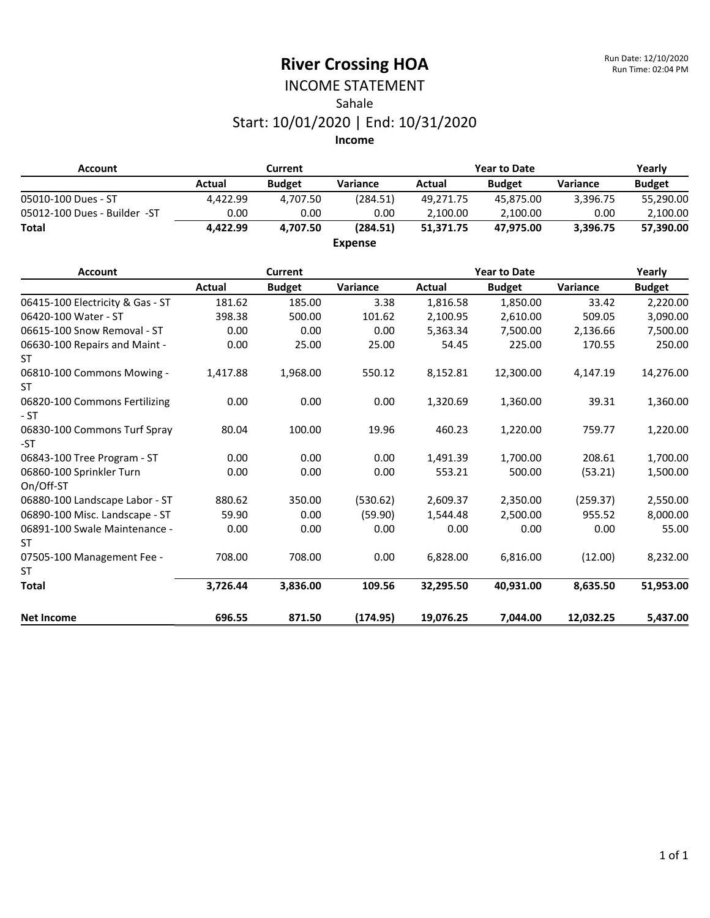# River Crossing HOA

## INCOME STATEMENT

Sahale

Start: 10/01/2020 | End: 10/31/2020

Run Date: 12/10/2020
Run Time: 02:04 PM

### Income

| Account | Current | | | Year to Date | | | Yearly |
|---|---|---|---|---|---|---|---|
| | Actual | Budget | Variance | Actual | Budget | Variance | Budget |
| 05010-100 Dues - ST | 4,422.99 | 4,707.50 | (284.51) | 49,271.75 | 45,875.00 | 3,396.75 | 55,290.00 |
| 05012-100 Dues - Builder -ST | 0.00 | 0.00 | 0.00 | 2,100.00 | 2,100.00 | 0.00 | 2,100.00 |
| **Total** | **4,422.99** | **4,707.50** | **(284.51)** | **51,371.75** | **47,975.00** | **3,396.75** | **57,390.00** |

### Expense

| Account | Current | | | Year to Date | | | Yearly |
|---|---|---|---|---|---|---|---|
| | Actual | Budget | Variance | Actual | Budget | Variance | Budget |
| 06415-100 Electricity & Gas - ST | 181.62 | 185.00 | 3.38 | 1,816.58 | 1,850.00 | 33.42 | 2,220.00 |
| 06420-100 Water - ST | 398.38 | 500.00 | 101.62 | 2,100.95 | 2,610.00 | 509.05 | 3,090.00 |
| 06615-100 Snow Removal - ST | 0.00 | 0.00 | 0.00 | 5,363.34 | 7,500.00 | 2,136.66 | 7,500.00 |
| 06630-100 Repairs and Maint - ST | 0.00 | 25.00 | 25.00 | 54.45 | 225.00 | 170.55 | 250.00 |
| 06810-100 Commons Mowing - ST | 1,417.88 | 1,968.00 | 550.12 | 8,152.81 | 12,300.00 | 4,147.19 | 14,276.00 |
| 06820-100 Commons Fertilizing - ST | 0.00 | 0.00 | 0.00 | 1,320.69 | 1,360.00 | 39.31 | 1,360.00 |
| 06830-100 Commons Turf Spray -ST | 80.04 | 100.00 | 19.96 | 460.23 | 1,220.00 | 759.77 | 1,220.00 |
| 06843-100 Tree Program - ST | 0.00 | 0.00 | 0.00 | 1,491.39 | 1,700.00 | 208.61 | 1,700.00 |
| 06860-100 Sprinkler Turn On/Off-ST | 0.00 | 0.00 | 0.00 | 553.21 | 500.00 | (53.21) | 1,500.00 |
| 06880-100 Landscape Labor - ST | 880.62 | 350.00 | (530.62) | 2,609.37 | 2,350.00 | (259.37) | 2,550.00 |
| 06890-100 Misc. Landscape - ST | 59.90 | 0.00 | (59.90) | 1,544.48 | 2,500.00 | 955.52 | 8,000.00 |
| 06891-100 Swale Maintenance - ST | 0.00 | 0.00 | 0.00 | 0.00 | 0.00 | 0.00 | 55.00 |
| 07505-100 Management Fee - ST | 708.00 | 708.00 | 0.00 | 6,828.00 | 6,816.00 | (12.00) | 8,232.00 |
| **Total** | **3,726.44** | **3,836.00** | **109.56** | **32,295.50** | **40,931.00** | **8,635.50** | **51,953.00** |
| **Net Income** | **696.55** | **871.50** | **(174.95)** | **19,076.25** | **7,044.00** | **12,032.25** | **5,437.00** |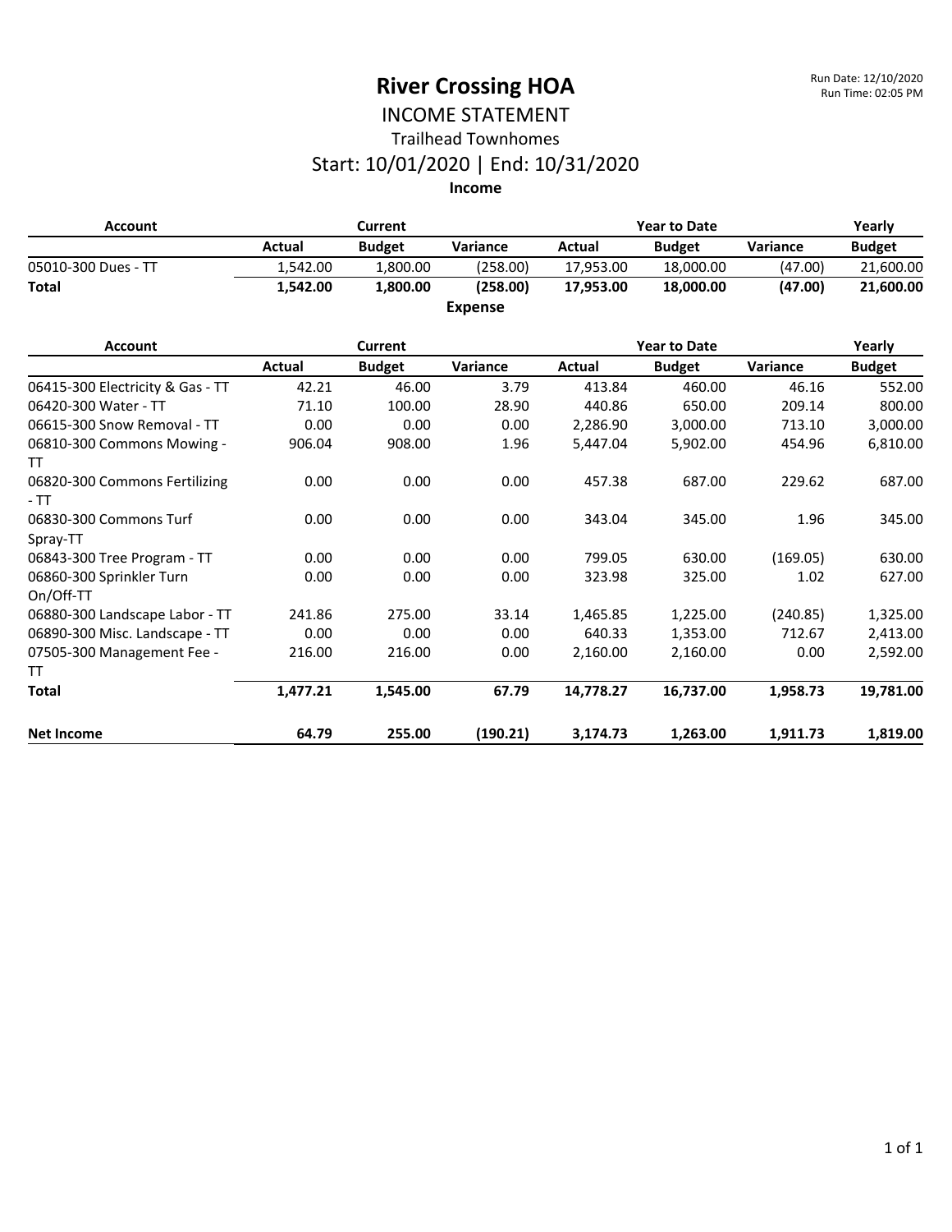# River Crossing HOA

Run Date: 12/10/2020
Run Time: 02:05 PM

## INCOME STATEMENT

### Trailhead Townhomes

### Start: 10/01/2020 | End: 10/31/2020

**Income**

| Account | Current | | | Year to Date | | | Yearly |
|---|---|---|---|---|---|---|---|
| | Actual | Budget | Variance | Actual | Budget | Variance | Budget |
| 05010-300 Dues - TT | 1,542.00 | 1,800.00 | (258.00) | 17,953.00 | 18,000.00 | (47.00) | 21,600.00 |
| **Total** | **1,542.00** | **1,800.00** | **(258.00)** | **17,953.00** | **18,000.00** | **(47.00)** | **21,600.00** |

**Expense**

| Account | Current | | | Year to Date | | | Yearly |
|---|---|---|---|---|---|---|---|
| | Actual | Budget | Variance | Actual | Budget | Variance | Budget |
| 06415-300 Electricity & Gas - TT | 42.21 | 46.00 | 3.79 | 413.84 | 460.00 | 46.16 | 552.00 |
| 06420-300 Water - TT | 71.10 | 100.00 | 28.90 | 440.86 | 650.00 | 209.14 | 800.00 |
| 06615-300 Snow Removal - TT | 0.00 | 0.00 | 0.00 | 2,286.90 | 3,000.00 | 713.10 | 3,000.00 |
| 06810-300 Commons Mowing - TT | 906.04 | 908.00 | 1.96 | 5,447.04 | 5,902.00 | 454.96 | 6,810.00 |
| 06820-300 Commons Fertilizing - TT | 0.00 | 0.00 | 0.00 | 457.38 | 687.00 | 229.62 | 687.00 |
| 06830-300 Commons Turf Spray-TT | 0.00 | 0.00 | 0.00 | 343.04 | 345.00 | 1.96 | 345.00 |
| 06843-300 Tree Program - TT | 0.00 | 0.00 | 0.00 | 799.05 | 630.00 | (169.05) | 630.00 |
| 06860-300 Sprinkler Turn On/Off-TT | 0.00 | 0.00 | 0.00 | 323.98 | 325.00 | 1.02 | 627.00 |
| 06880-300 Landscape Labor - TT | 241.86 | 275.00 | 33.14 | 1,465.85 | 1,225.00 | (240.85) | 1,325.00 |
| 06890-300 Misc. Landscape - TT | 0.00 | 0.00 | 0.00 | 640.33 | 1,353.00 | 712.67 | 2,413.00 |
| 07505-300 Management Fee - TT | 216.00 | 216.00 | 0.00 | 2,160.00 | 2,160.00 | 0.00 | 2,592.00 |
| **Total** | **1,477.21** | **1,545.00** | **67.79** | **14,778.27** | **16,737.00** | **1,958.73** | **19,781.00** |
| **Net Income** | **64.79** | **255.00** | **(190.21)** | **3,174.73** | **1,263.00** | **1,911.73** | **1,819.00** |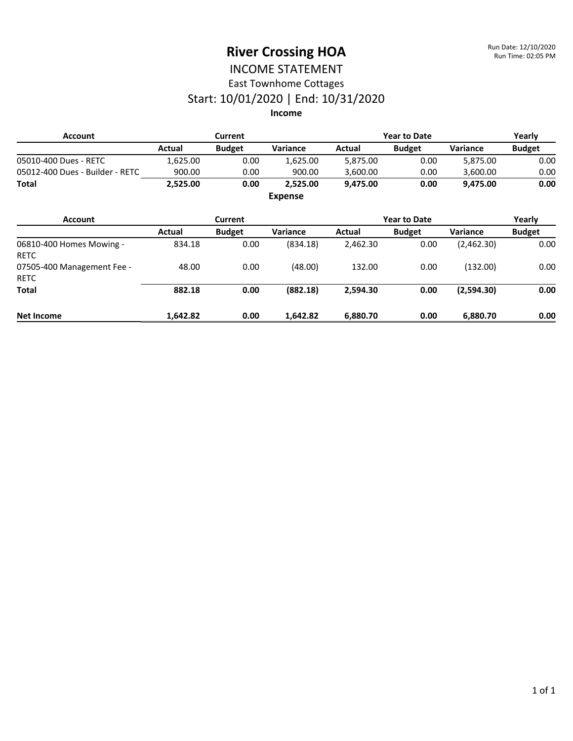# River Crossing HOA

Run Date: 12/10/2020
Run Time: 02:05 PM

## INCOME STATEMENT

### East Townhome Cottages

### Start: 10/01/2020 | End: 10/31/2020

**Income**

| Account | Current | | | Year to Date | | | Yearly |
|---|---|---|---|---|---|---|---|
| | Actual | Budget | Variance | Actual | Budget | Variance | Budget |
| 05010-400 Dues - RETC | 1,625.00 | 0.00 | 1,625.00 | 5,875.00 | 0.00 | 5,875.00 | 0.00 |
| 05012-400 Dues - Builder - RETC | 900.00 | 0.00 | 900.00 | 3,600.00 | 0.00 | 3,600.00 | 0.00 |
| **Total** | **2,525.00** | **0.00** | **2,525.00** | **9,475.00** | **0.00** | **9,475.00** | **0.00** |

**Expense**

| Account | Current | | | Year to Date | | | Yearly |
|---|---|---|---|---|---|---|---|
| | Actual | Budget | Variance | Actual | Budget | Variance | Budget |
| 06810-400 Homes Mowing - RETC | 834.18 | 0.00 | (834.18) | 2,462.30 | 0.00 | (2,462.30) | 0.00 |
| 07505-400 Management Fee - RETC | 48.00 | 0.00 | (48.00) | 132.00 | 0.00 | (132.00) | 0.00 |
| **Total** | **882.18** | **0.00** | **(882.18)** | **2,594.30** | **0.00** | **(2,594.30)** | **0.00** |
| **Net Income** | **1,642.82** | **0.00** | **1,642.82** | **6,880.70** | **0.00** | **6,880.70** | **0.00** |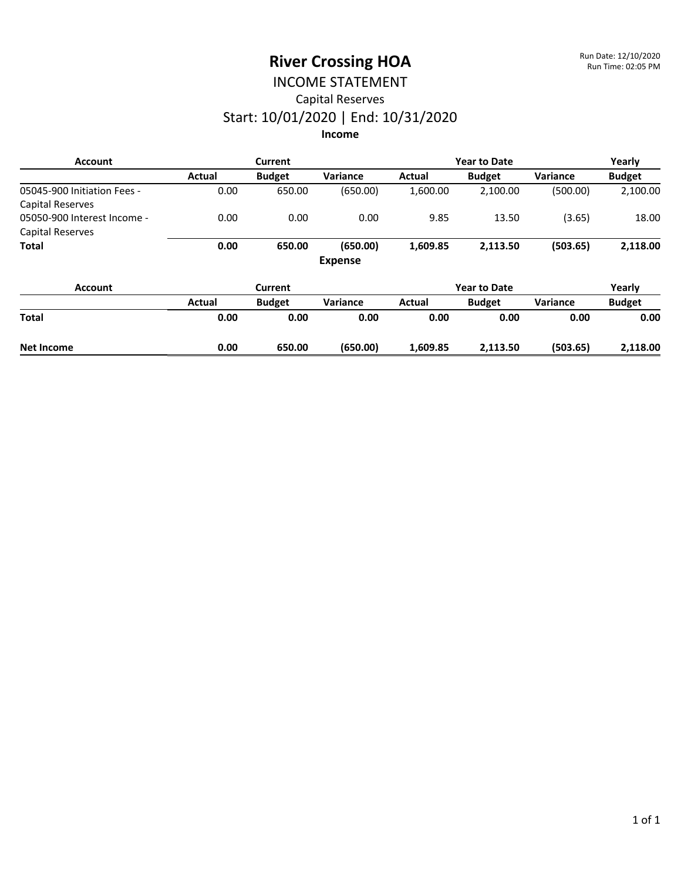# River Crossing HOA

Run Date: 12/10/2020
Run Time: 02:05 PM

## INCOME STATEMENT

### Capital Reserves

### Start: 10/01/2020 | End: 10/31/2020

**Income**

| Account | Current | | | Year to Date | | | Yearly |
|---|---|---|---|---|---|---|---|
| | Actual | Budget | Variance | Actual | Budget | Variance | Budget |
| 05045-900 Initiation Fees - Capital Reserves | 0.00 | 650.00 | (650.00) | 1,600.00 | 2,100.00 | (500.00) | 2,100.00 |
| 05050-900 Interest Income - Capital Reserves | 0.00 | 0.00 | 0.00 | 9.85 | 13.50 | (3.65) | 18.00 |
| **Total** | **0.00** | **650.00** | **(650.00)** | **1,609.85** | **2,113.50** | **(503.65)** | **2,118.00** |

**Expense**

| Account | Current | | | Year to Date | | | Yearly |
|---|---|---|---|---|---|---|---|
| | Actual | Budget | Variance | Actual | Budget | Variance | Budget |
| **Total** | **0.00** | **0.00** | **0.00** | **0.00** | **0.00** | **0.00** | **0.00** |
| **Net Income** | **0.00** | **650.00** | **(650.00)** | **1,609.85** | **2,113.50** | **(503.65)** | **2,118.00** |